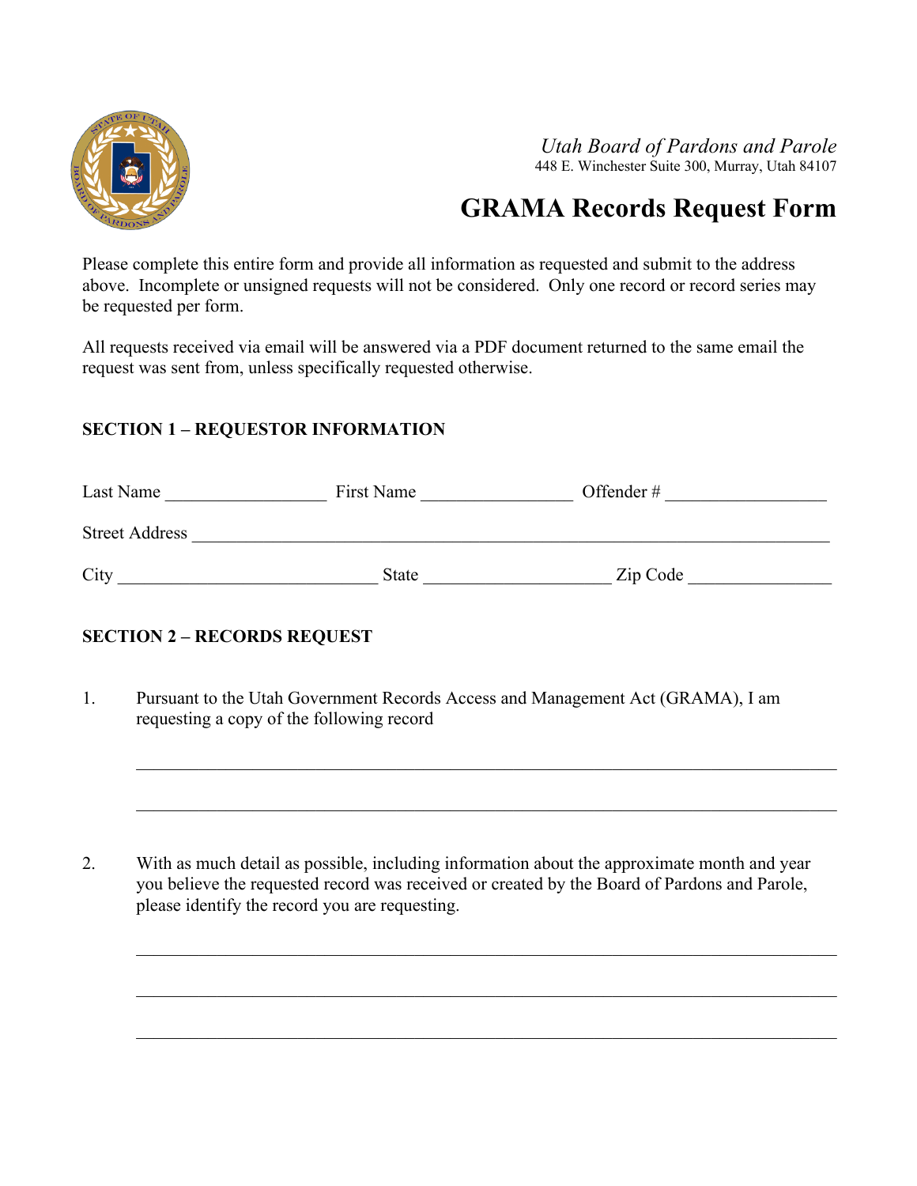*Utah Board of Pardons and Parole*
448 E. Winchester Suite 300, Murray, Utah 84107

# GRAMA Records Request Form

Please complete this entire form and provide all information as requested and submit to the address above. Incomplete or unsigned requests will not be considered. Only one record or record series may be requested per form.

All requests received via email will be answered via a PDF document returned to the same email the request was sent from, unless specifically requested otherwise.

**SECTION 1 – REQUESTOR INFORMATION**

Last Name __________________ First Name _________________ Offender # __________________

Street Address ________________________________________________________________________

City _____________________________ State _____________________ Zip Code ________________

**SECTION 2 – RECORDS REQUEST**

1. Pursuant to the Utah Government Records Access and Management Act (GRAMA), I am requesting a copy of the following record

   ________________________________________________________________________________

   ________________________________________________________________________________

2. With as much detail as possible, including information about the approximate month and year you believe the requested record was received or created by the Board of Pardons and Parole, please identify the record you are requesting.

   ________________________________________________________________________________

   ________________________________________________________________________________

   ________________________________________________________________________________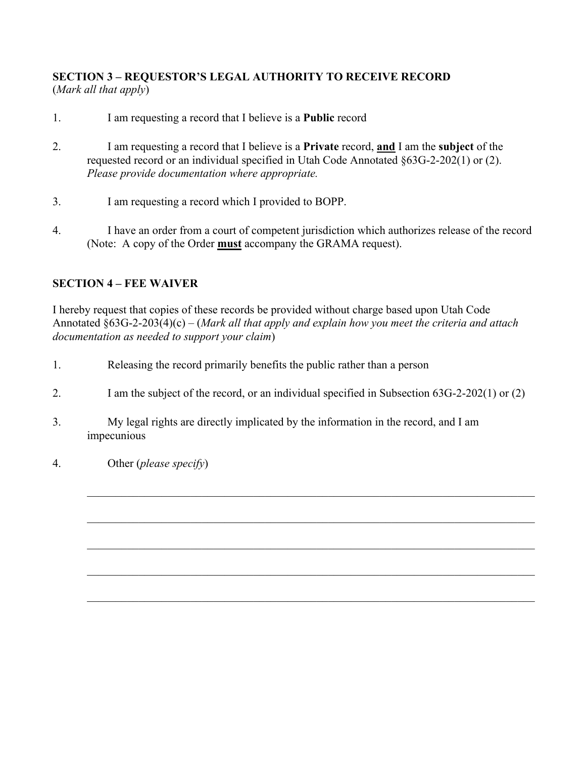**SECTION 3 – REQUESTOR'S LEGAL AUTHORITY TO RECEIVE RECORD**
(*Mark all that apply*)

1. I am requesting a record that I believe is a **Public** record

2. I am requesting a record that I believe is a **Private** record, **<u>and</u>** I am the **subject** of the requested record or an individual specified in Utah Code Annotated §63G-2-202(1) or (2). *Please provide documentation where appropriate.*

3. I am requesting a record which I provided to BOPP.

4. I have an order from a court of competent jurisdiction which authorizes release of the record (Note: A copy of the Order **<u>must</u>** accompany the GRAMA request).

**SECTION 4 – FEE WAIVER**

I hereby request that copies of these records be provided without charge based upon Utah Code Annotated §63G-2-203(4)(c) – (*Mark all that apply and explain how you meet the criteria and attach documentation as needed to support your claim*)

1. Releasing the record primarily benefits the public rather than a person

2. I am the subject of the record, or an individual specified in Subsection 63G-2-202(1) or (2)

3. My legal rights are directly implicated by the information in the record, and I am impecunious

4. Other (*please specify*)

______________________________________________________________________________

______________________________________________________________________________

______________________________________________________________________________

______________________________________________________________________________

______________________________________________________________________________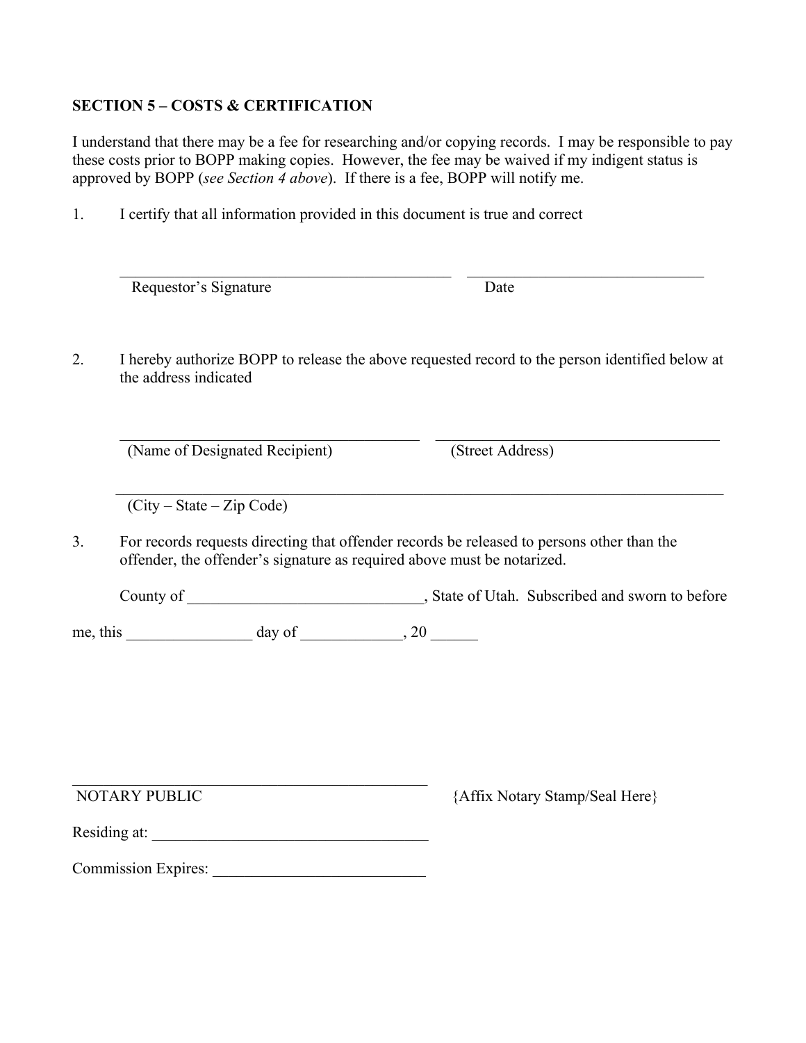**SECTION 5 – COSTS & CERTIFICATION**

I understand that there may be a fee for researching and/or copying records. I may be responsible to pay these costs prior to BOPP making copies. However, the fee may be waived if my indigent status is approved by BOPP (*see Section 4 above*). If there is a fee, BOPP will notify me.

1. I certify that all information provided in this document is true and correct

\_\_\_\_\_\_\_\_\_\_\_\_\_\_\_\_\_\_\_\_\_\_\_\_\_\_\_\_\_\_\_\_\_\_\_\_\_\_\_\_\_\_\_\_ \_\_\_\_\_\_\_\_\_\_\_\_\_\_\_\_\_\_\_\_\_\_\_\_\_\_\_\_\_\_\_\_
Requestor's Signature Date

2. I hereby authorize BOPP to release the above requested record to the person identified below at the address indicated

\_\_\_\_\_\_\_\_\_\_\_\_\_\_\_\_\_\_\_\_\_\_\_\_\_\_\_\_\_\_\_\_\_\_\_\_\_\_\_\_ \_\_\_\_\_\_\_\_\_\_\_\_\_\_\_\_\_\_\_\_\_\_\_\_\_\_\_\_\_\_\_\_\_\_\_\_\_\_
(Name of Designated Recipient) (Street Address)

\_\_\_\_\_\_\_\_\_\_\_\_\_\_\_\_\_\_\_\_\_\_\_\_\_\_\_\_\_\_\_\_\_\_\_\_\_\_\_\_\_\_\_\_\_\_\_\_\_\_\_\_\_\_\_\_\_\_\_\_\_\_\_\_\_\_\_\_\_\_\_\_\_\_\_\_\_\_\_\_
(City – State – Zip Code)

3. For records requests directing that offender records be released to persons other than the offender, the offender's signature as required above must be notarized.

County of \_\_\_\_\_\_\_\_\_\_\_\_\_\_\_\_\_\_\_\_\_\_\_\_\_\_\_\_\_\_, State of Utah. Subscribed and sworn to before me, this \_\_\_\_\_\_\_\_\_\_\_\_\_\_\_\_ day of \_\_\_\_\_\_\_\_\_\_\_\_\_, 20 \_\_\_\_\_\_

\_\_\_\_\_\_\_\_\_\_\_\_\_\_\_\_\_\_\_\_\_\_\_\_\_\_\_\_\_\_\_\_\_\_\_\_\_\_\_\_\_\_\_\_\_\_
NOTARY PUBLIC {Affix Notary Stamp/Seal Here}

Residing at: \_\_\_\_\_\_\_\_\_\_\_\_\_\_\_\_\_\_\_\_\_\_\_\_\_\_\_\_\_\_\_\_\_\_\_

Commission Expires: \_\_\_\_\_\_\_\_\_\_\_\_\_\_\_\_\_\_\_\_\_\_\_\_\_\_\_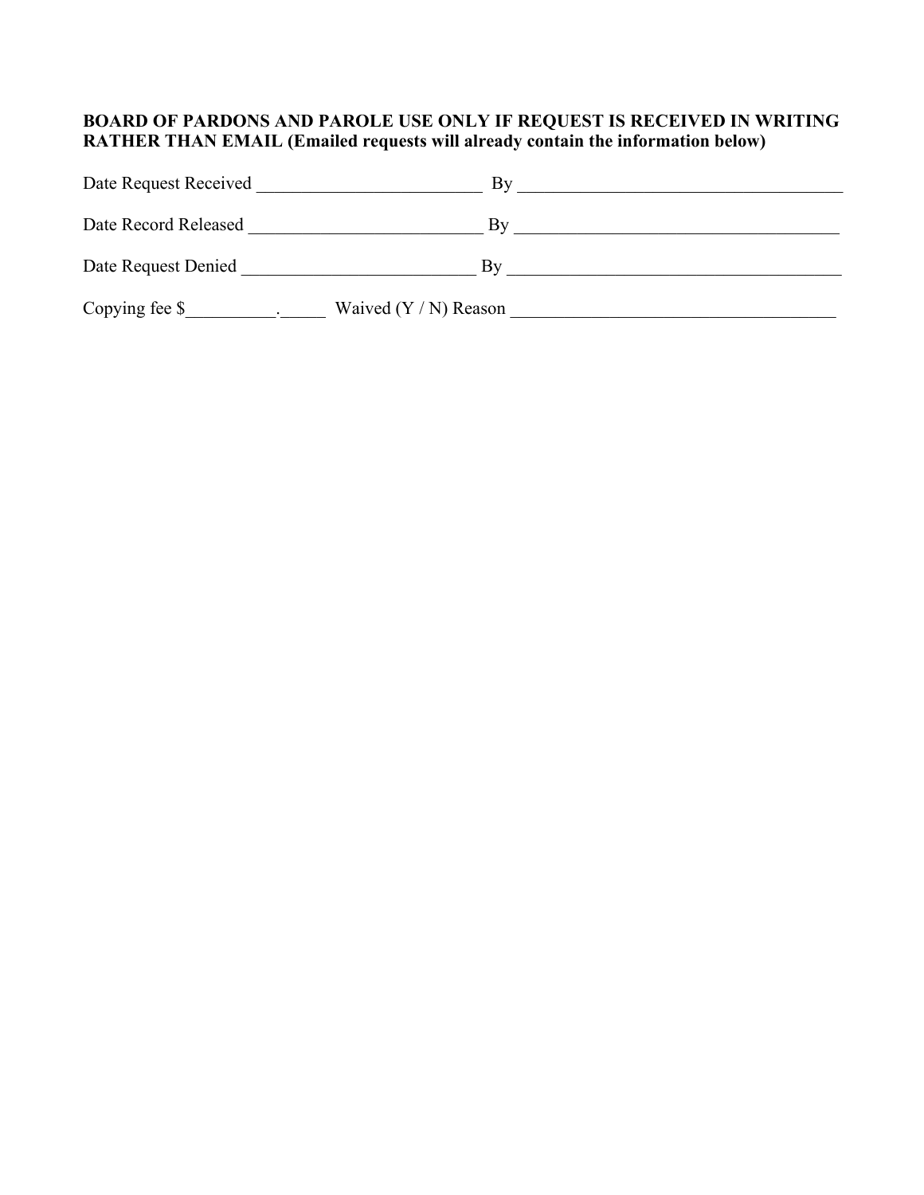**BOARD OF PARDONS AND PAROLE USE ONLY IF REQUEST IS RECEIVED IN WRITING RATHER THAN EMAIL (Emailed requests will already contain the information below)**

Date Request Received __________________________ By _____________________________________

Date Record Released ___________________________ By _____________________________________

Date Request Denied ____________________________ By _____________________________________

Copying fee $__________.______ Waived (Y / N) Reason _____________________________________